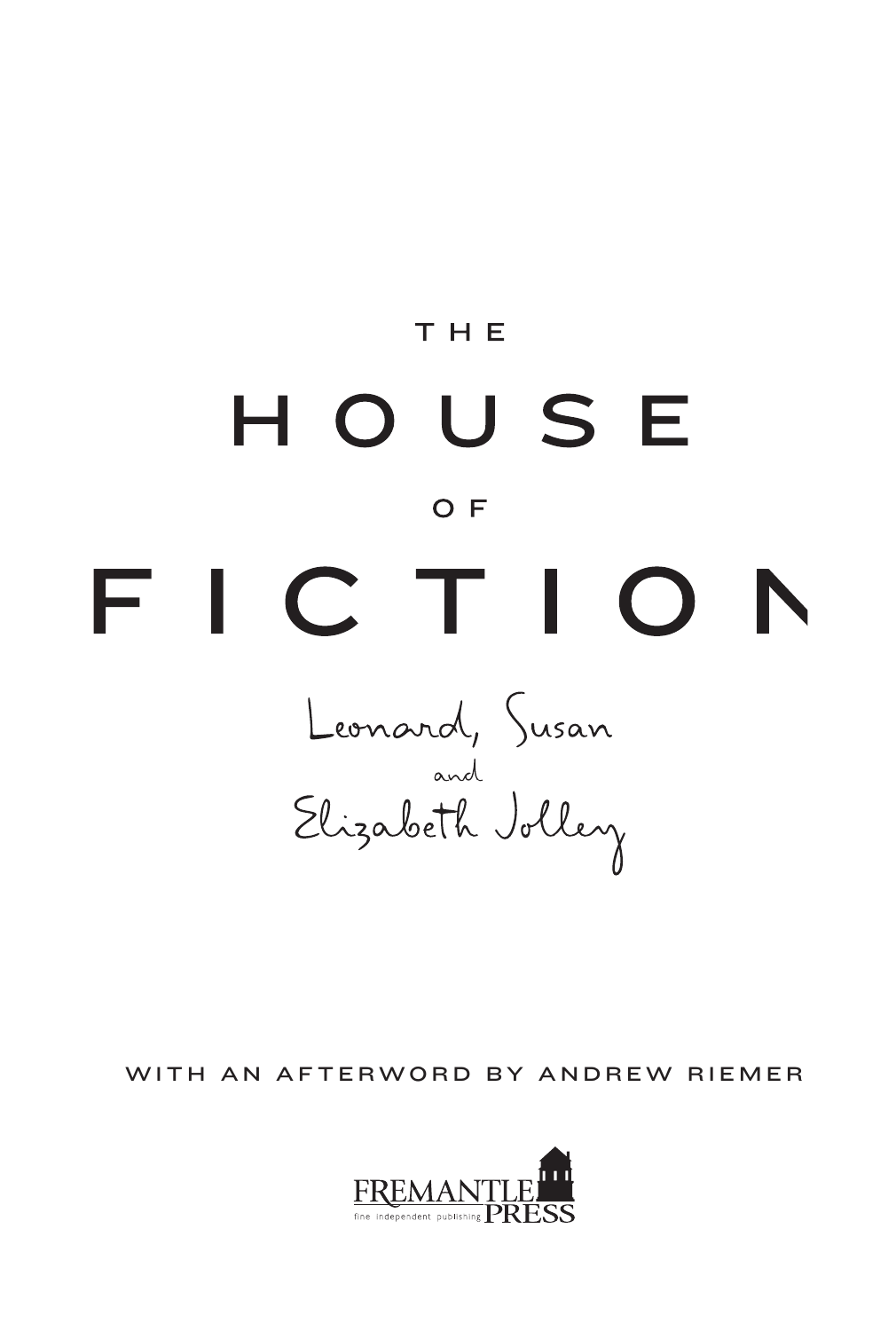# THE HOUSE OF FICTION

Leonard, Susan and Elizabeth Jolley

WITH AN AFTERWORD BY ANDREW RIEMER

FREMANTLE PRESS

fine independent publishing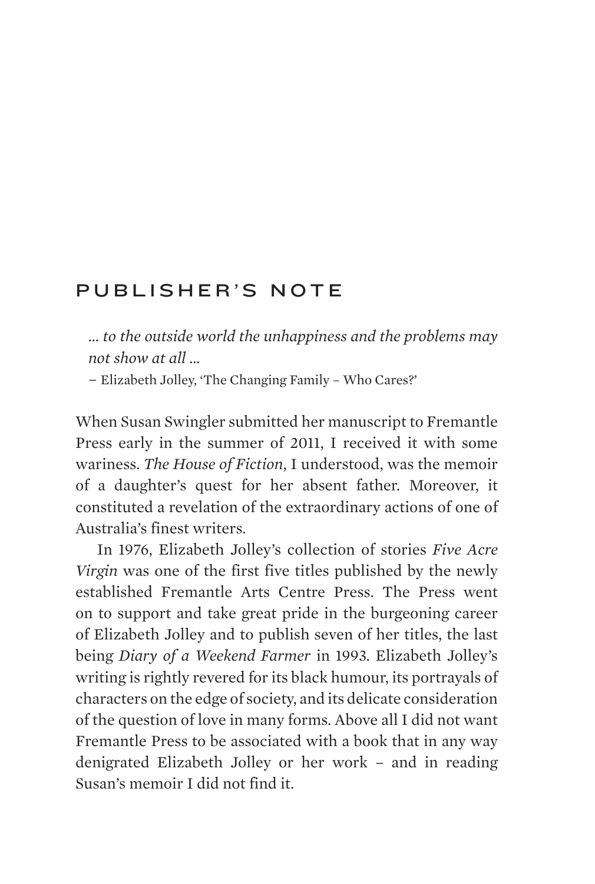# PUBLISHER'S NOTE

*... to the outside world the unhappiness and the problems may not show at all ...*

– Elizabeth Jolley, 'The Changing Family – Who Cares?'

When Susan Swingler submitted her manuscript to Fremantle Press early in the summer of 2011, I received it with some wariness. *The House of Fiction*, I understood, was the memoir of a daughter's quest for her absent father. Moreover, it constituted a revelation of the extraordinary actions of one of Australia's finest writers.

In 1976, Elizabeth Jolley's collection of stories *Five Acre Virgin* was one of the first five titles published by the newly established Fremantle Arts Centre Press. The Press went on to support and take great pride in the burgeoning career of Elizabeth Jolley and to publish seven of her titles, the last being *Diary of a Weekend Farmer* in 1993. Elizabeth Jolley's writing is rightly revered for its black humour, its portrayals of characters on the edge of society, and its delicate consideration of the question of love in many forms. Above all I did not want Fremantle Press to be associated with a book that in any way denigrated Elizabeth Jolley or her work – and in reading Susan's memoir I did not find it.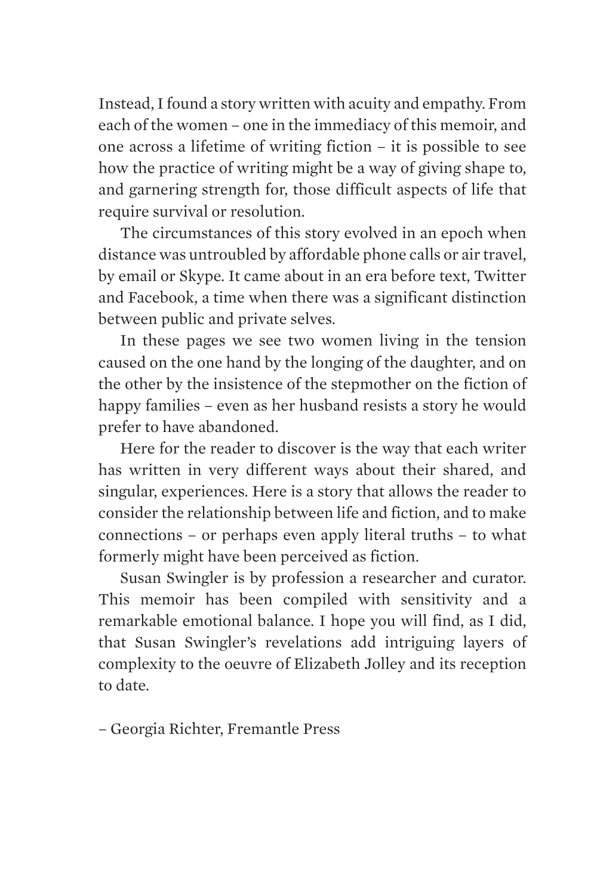Instead, I found a story written with acuity and empathy. From each of the women – one in the immediacy of this memoir, and one across a lifetime of writing fiction – it is possible to see how the practice of writing might be a way of giving shape to, and garnering strength for, those difficult aspects of life that require survival or resolution.

The circumstances of this story evolved in an epoch when distance was untroubled by affordable phone calls or air travel, by email or Skype. It came about in an era before text, Twitter and Facebook, a time when there was a significant distinction between public and private selves.

In these pages we see two women living in the tension caused on the one hand by the longing of the daughter, and on the other by the insistence of the stepmother on the fiction of happy families – even as her husband resists a story he would prefer to have abandoned.

Here for the reader to discover is the way that each writer has written in very different ways about their shared, and singular, experiences. Here is a story that allows the reader to consider the relationship between life and fiction, and to make connections – or perhaps even apply literal truths – to what formerly might have been perceived as fiction.

Susan Swingler is by profession a researcher and curator. This memoir has been compiled with sensitivity and a remarkable emotional balance. I hope you will find, as I did, that Susan Swingler's revelations add intriguing layers of complexity to the oeuvre of Elizabeth Jolley and its reception to date.

– Georgia Richter, Fremantle Press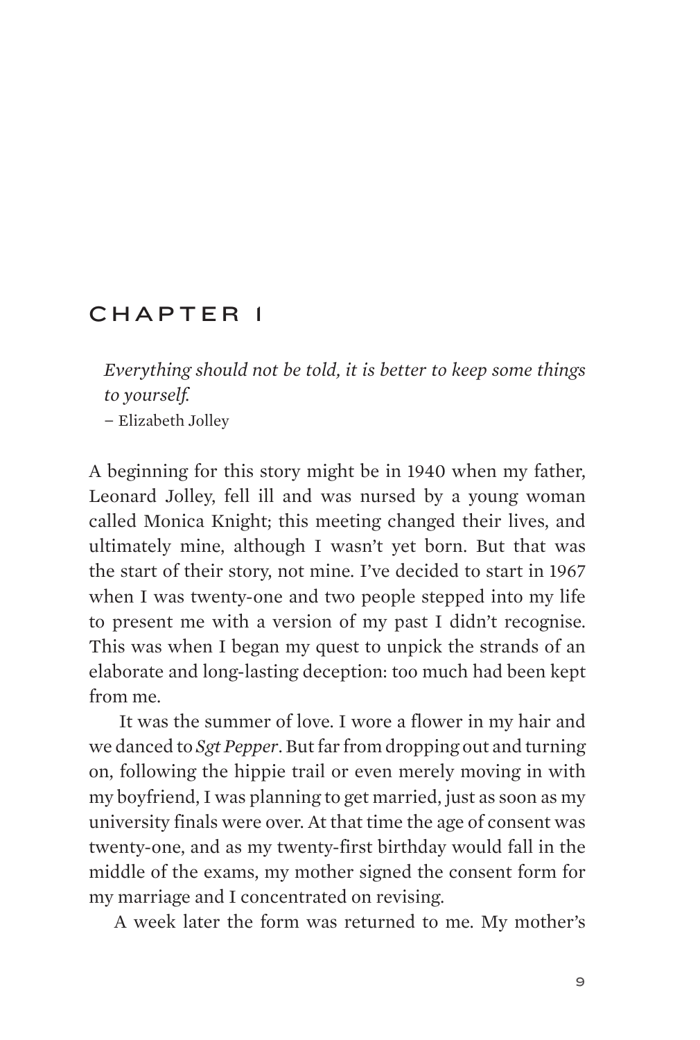# CHAPTER 1

> *Everything should not be told, it is better to keep some things to yourself.*
> – Elizabeth Jolley

A beginning for this story might be in 1940 when my father, Leonard Jolley, fell ill and was nursed by a young woman called Monica Knight; this meeting changed their lives, and ultimately mine, although I wasn't yet born. But that was the start of their story, not mine. I've decided to start in 1967 when I was twenty-one and two people stepped into my life to present me with a version of my past I didn't recognise. This was when I began my quest to unpick the strands of an elaborate and long-lasting deception: too much had been kept from me.

It was the summer of love. I wore a flower in my hair and we danced to *Sgt Pepper*. But far from dropping out and turning on, following the hippie trail or even merely moving in with my boyfriend, I was planning to get married, just as soon as my university finals were over. At that time the age of consent was twenty-one, and as my twenty-first birthday would fall in the middle of the exams, my mother signed the consent form for my marriage and I concentrated on revising.

A week later the form was returned to me. My mother's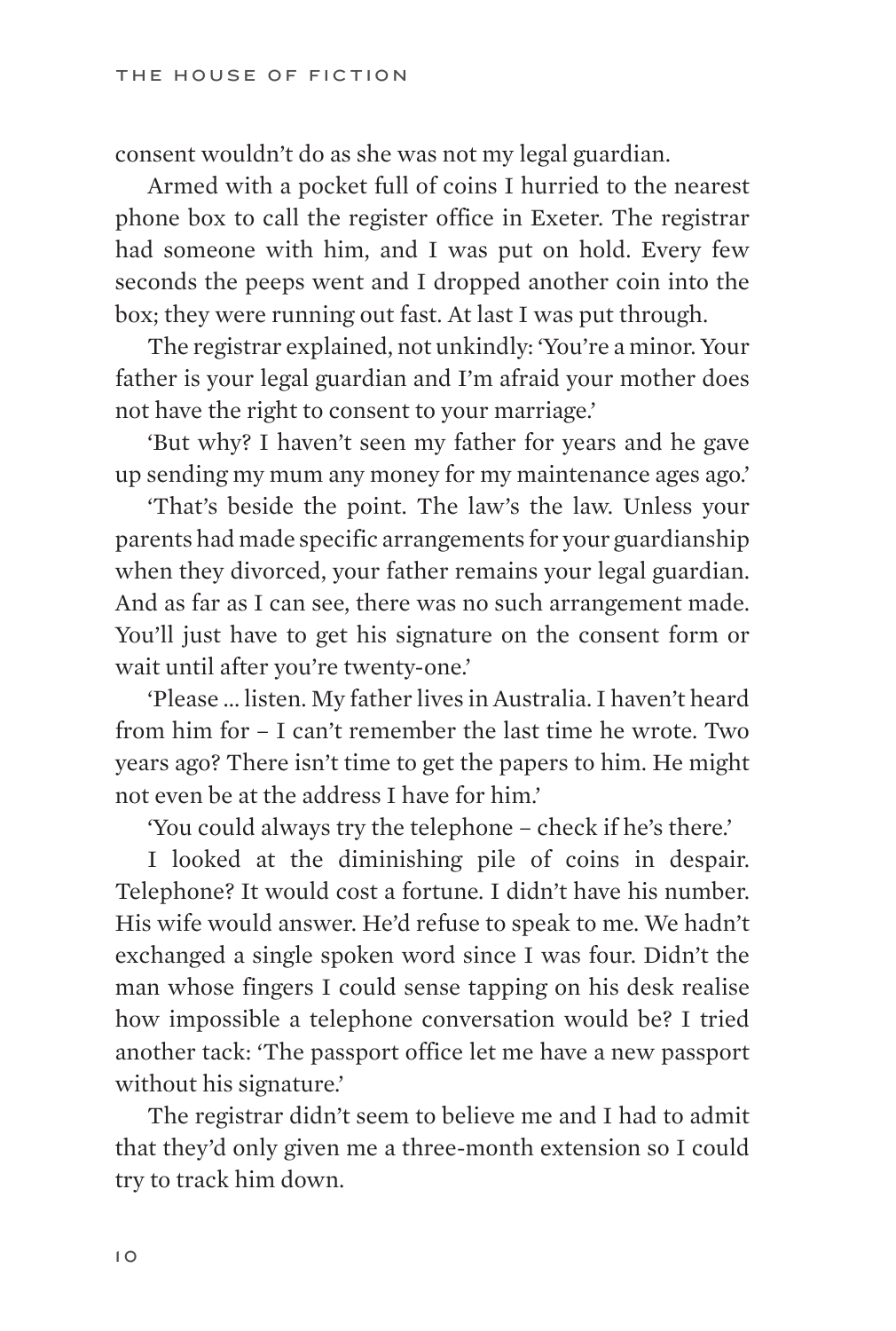consent wouldn't do as she was not my legal guardian.

Armed with a pocket full of coins I hurried to the nearest phone box to call the register office in Exeter. The registrar had someone with him, and I was put on hold. Every few seconds the peeps went and I dropped another coin into the box; they were running out fast. At last I was put through.

The registrar explained, not unkindly: 'You're a minor. Your father is your legal guardian and I'm afraid your mother does not have the right to consent to your marriage.'

'But why? I haven't seen my father for years and he gave up sending my mum any money for my maintenance ages ago.'

'That's beside the point. The law's the law. Unless your parents had made specific arrangements for your guardianship when they divorced, your father remains your legal guardian. And as far as I can see, there was no such arrangement made. You'll just have to get his signature on the consent form or wait until after you're twenty-one.'

'Please … listen. My father lives in Australia. I haven't heard from him for – I can't remember the last time he wrote. Two years ago? There isn't time to get the papers to him. He might not even be at the address I have for him.'

'You could always try the telephone – check if he's there.'

I looked at the diminishing pile of coins in despair. Telephone? It would cost a fortune. I didn't have his number. His wife would answer. He'd refuse to speak to me. We hadn't exchanged a single spoken word since I was four. Didn't the man whose fingers I could sense tapping on his desk realise how impossible a telephone conversation would be? I tried another tack: 'The passport office let me have a new passport without his signature.'

The registrar didn't seem to believe me and I had to admit that they'd only given me a three-month extension so I could try to track him down.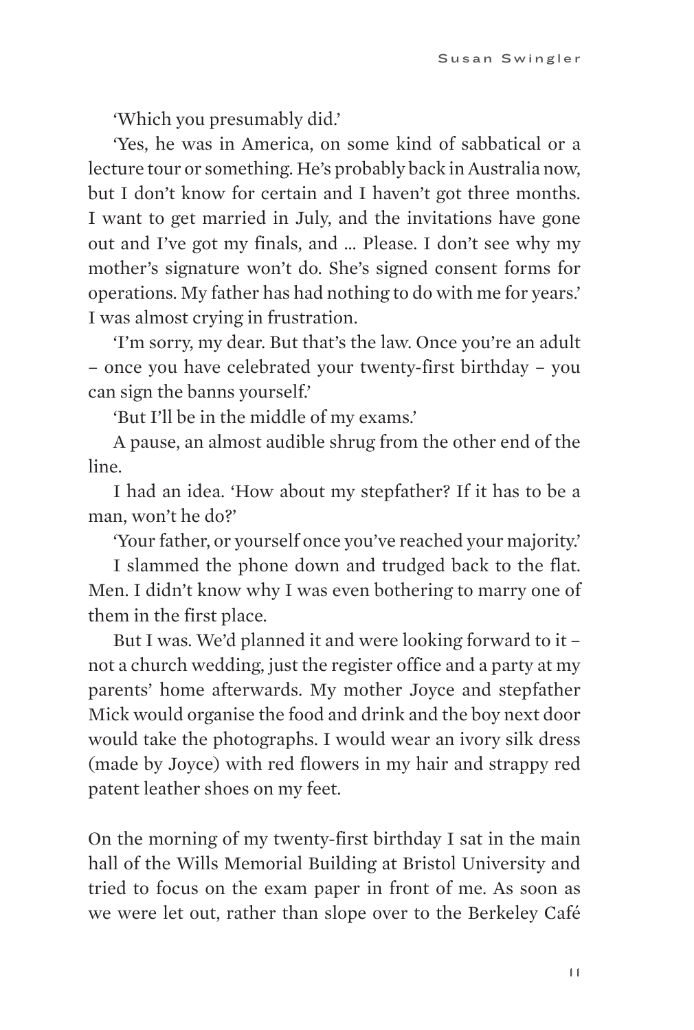'Which you presumably did.'

'Yes, he was in America, on some kind of sabbatical or a lecture tour or something. He's probably back in Australia now, but I don't know for certain and I haven't got three months. I want to get married in July, and the invitations have gone out and I've got my finals, and ... Please. I don't see why my mother's signature won't do. She's signed consent forms for operations. My father has had nothing to do with me for years.' I was almost crying in frustration.

'I'm sorry, my dear. But that's the law. Once you're an adult – once you have celebrated your twenty-first birthday – you can sign the banns yourself.'

'But I'll be in the middle of my exams.'

A pause, an almost audible shrug from the other end of the line.

I had an idea. 'How about my stepfather? If it has to be a man, won't he do?'

'Your father, or yourself once you've reached your majority.'

I slammed the phone down and trudged back to the flat. Men. I didn't know why I was even bothering to marry one of them in the first place.

But I was. We'd planned it and were looking forward to it – not a church wedding, just the register office and a party at my parents' home afterwards. My mother Joyce and stepfather Mick would organise the food and drink and the boy next door would take the photographs. I would wear an ivory silk dress (made by Joyce) with red flowers in my hair and strappy red patent leather shoes on my feet.

On the morning of my twenty-first birthday I sat in the main hall of the Wills Memorial Building at Bristol University and tried to focus on the exam paper in front of me. As soon as we were let out, rather than slope over to the Berkeley Café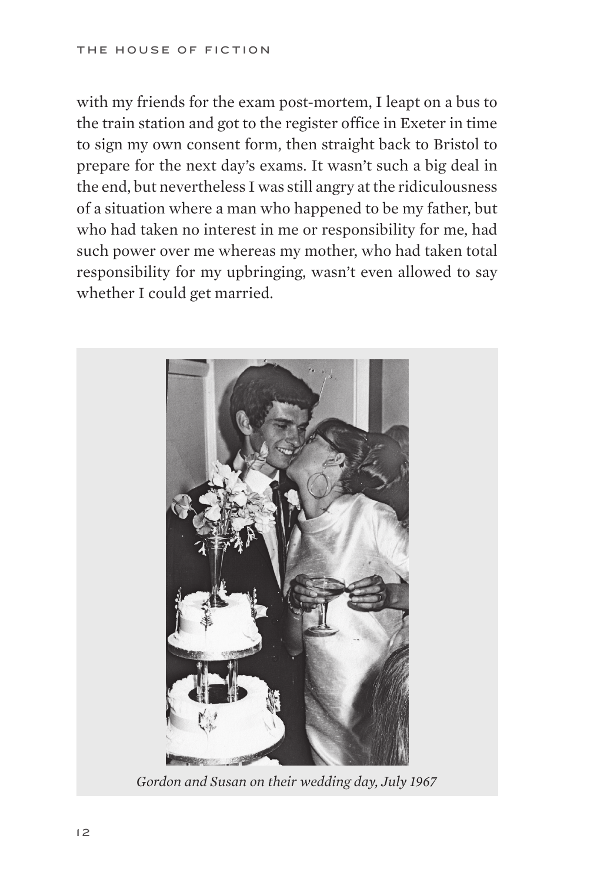with my friends for the exam post-mortem, I leapt on a bus to the train station and got to the register office in Exeter in time to sign my own consent form, then straight back to Bristol to prepare for the next day's exams. It wasn't such a big deal in the end, but nevertheless I was still angry at the ridiculousness of a situation where a man who happened to be my father, but who had taken no interest in me or responsibility for me, had such power over me whereas my mother, who had taken total responsibility for my upbringing, wasn't even allowed to say whether I could get married.

*Gordon and Susan on their wedding day, July 1967*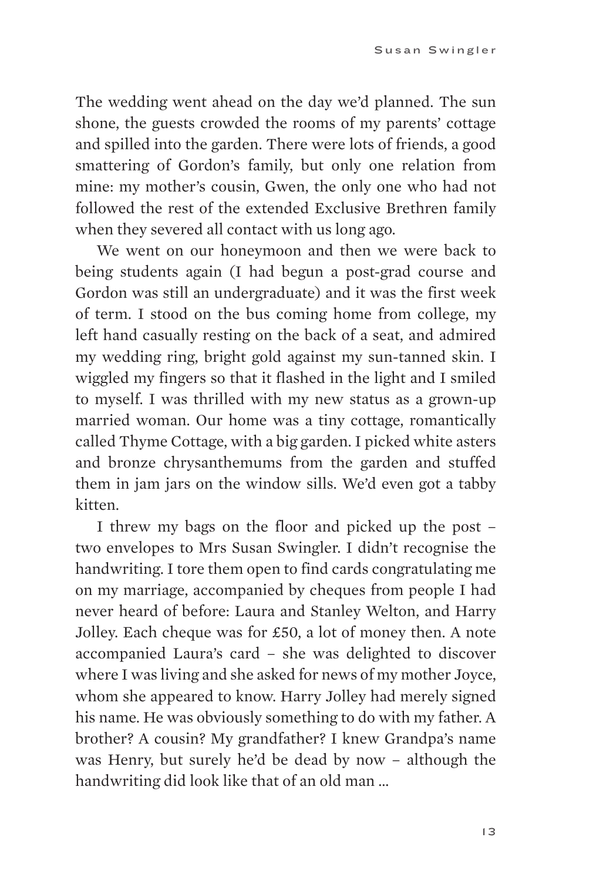The wedding went ahead on the day we'd planned. The sun shone, the guests crowded the rooms of my parents' cottage and spilled into the garden. There were lots of friends, a good smattering of Gordon's family, but only one relation from mine: my mother's cousin, Gwen, the only one who had not followed the rest of the extended Exclusive Brethren family when they severed all contact with us long ago.

We went on our honeymoon and then we were back to being students again (I had begun a post-grad course and Gordon was still an undergraduate) and it was the first week of term. I stood on the bus coming home from college, my left hand casually resting on the back of a seat, and admired my wedding ring, bright gold against my sun-tanned skin. I wiggled my fingers so that it flashed in the light and I smiled to myself. I was thrilled with my new status as a grown-up married woman. Our home was a tiny cottage, romantically called Thyme Cottage, with a big garden. I picked white asters and bronze chrysanthemums from the garden and stuffed them in jam jars on the window sills. We'd even got a tabby kitten.

I threw my bags on the floor and picked up the post – two envelopes to Mrs Susan Swingler. I didn't recognise the handwriting. I tore them open to find cards congratulating me on my marriage, accompanied by cheques from people I had never heard of before: Laura and Stanley Welton, and Harry Jolley. Each cheque was for £50, a lot of money then. A note accompanied Laura's card – she was delighted to discover where I was living and she asked for news of my mother Joyce, whom she appeared to know. Harry Jolley had merely signed his name. He was obviously something to do with my father. A brother? A cousin? My grandfather? I knew Grandpa's name was Henry, but surely he'd be dead by now – although the handwriting did look like that of an old man ...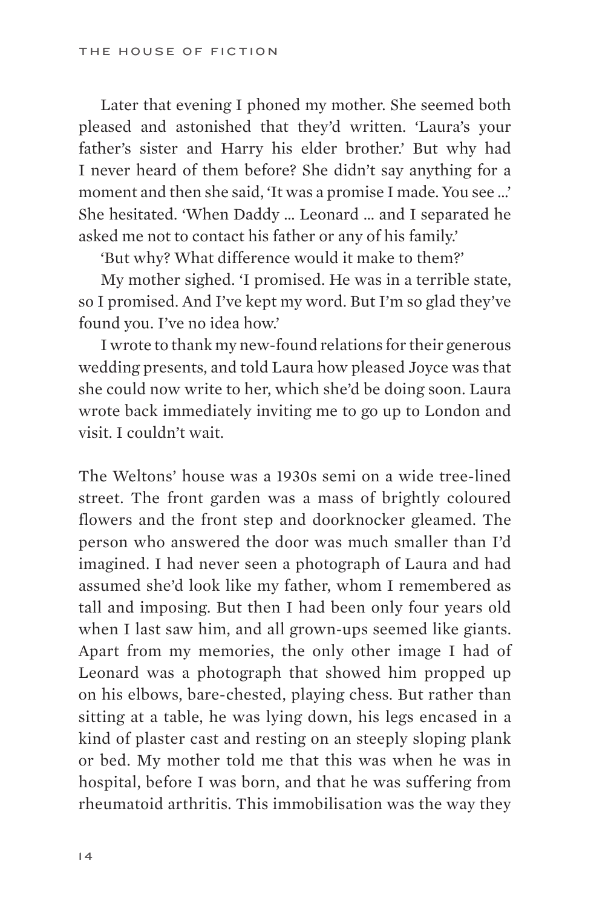Later that evening I phoned my mother. She seemed both pleased and astonished that they'd written. 'Laura's your father's sister and Harry his elder brother.' But why had I never heard of them before? She didn't say anything for a moment and then she said, 'It was a promise I made. You see ...' She hesitated. 'When Daddy ... Leonard ... and I separated he asked me not to contact his father or any of his family.'

'But why? What difference would it make to them?'

My mother sighed. 'I promised. He was in a terrible state, so I promised. And I've kept my word. But I'm so glad they've found you. I've no idea how.'

I wrote to thank my new-found relations for their generous wedding presents, and told Laura how pleased Joyce was that she could now write to her, which she'd be doing soon. Laura wrote back immediately inviting me to go up to London and visit. I couldn't wait.

The Weltons' house was a 1930s semi on a wide tree-lined street. The front garden was a mass of brightly coloured flowers and the front step and doorknocker gleamed. The person who answered the door was much smaller than I'd imagined. I had never seen a photograph of Laura and had assumed she'd look like my father, whom I remembered as tall and imposing. But then I had been only four years old when I last saw him, and all grown-ups seemed like giants. Apart from my memories, the only other image I had of Leonard was a photograph that showed him propped up on his elbows, bare-chested, playing chess. But rather than sitting at a table, he was lying down, his legs encased in a kind of plaster cast and resting on an steeply sloping plank or bed. My mother told me that this was when he was in hospital, before I was born, and that he was suffering from rheumatoid arthritis. This immobilisation was the way they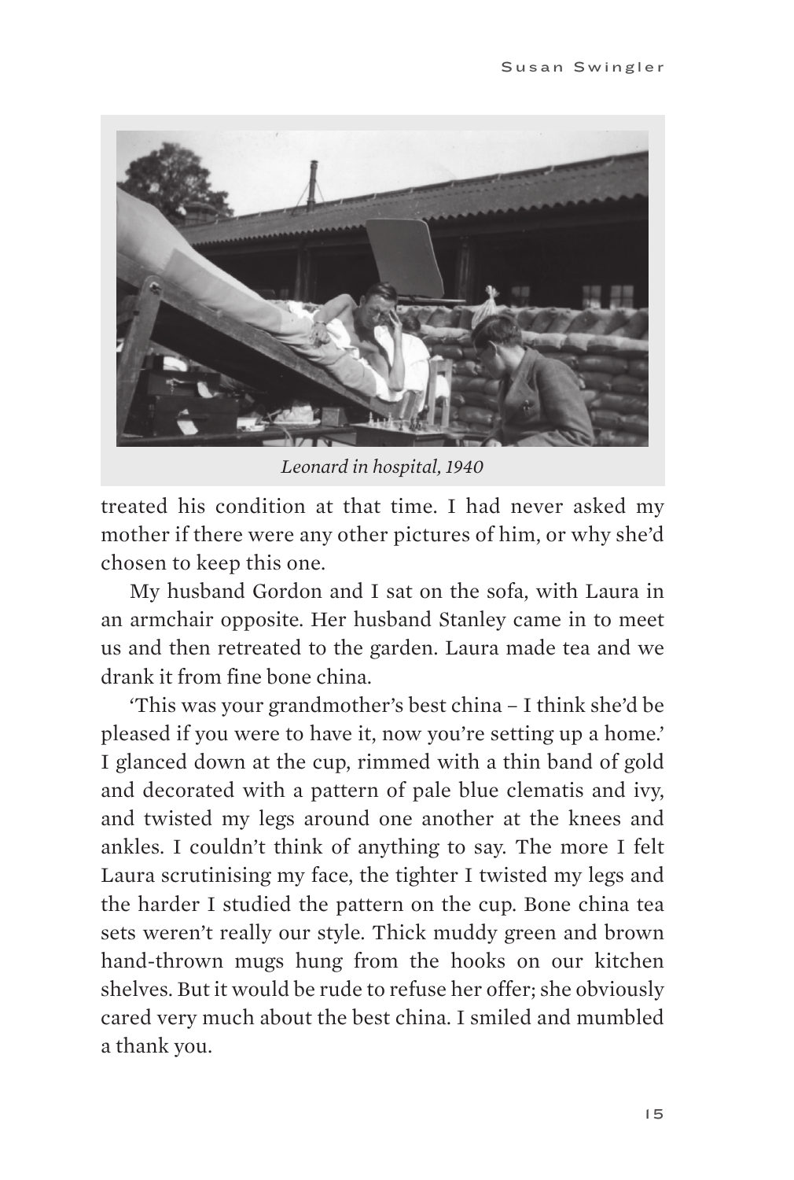*Leonard in hospital, 1940*

treated his condition at that time. I had never asked my mother if there were any other pictures of him, or why she'd chosen to keep this one.

My husband Gordon and I sat on the sofa, with Laura in an armchair opposite. Her husband Stanley came in to meet us and then retreated to the garden. Laura made tea and we drank it from fine bone china.

'This was your grandmother's best china – I think she'd be pleased if you were to have it, now you're setting up a home.' I glanced down at the cup, rimmed with a thin band of gold and decorated with a pattern of pale blue clematis and ivy, and twisted my legs around one another at the knees and ankles. I couldn't think of anything to say. The more I felt Laura scrutinising my face, the tighter I twisted my legs and the harder I studied the pattern on the cup. Bone china tea sets weren't really our style. Thick muddy green and brown hand-thrown mugs hung from the hooks on our kitchen shelves. But it would be rude to refuse her offer; she obviously cared very much about the best china. I smiled and mumbled a thank you.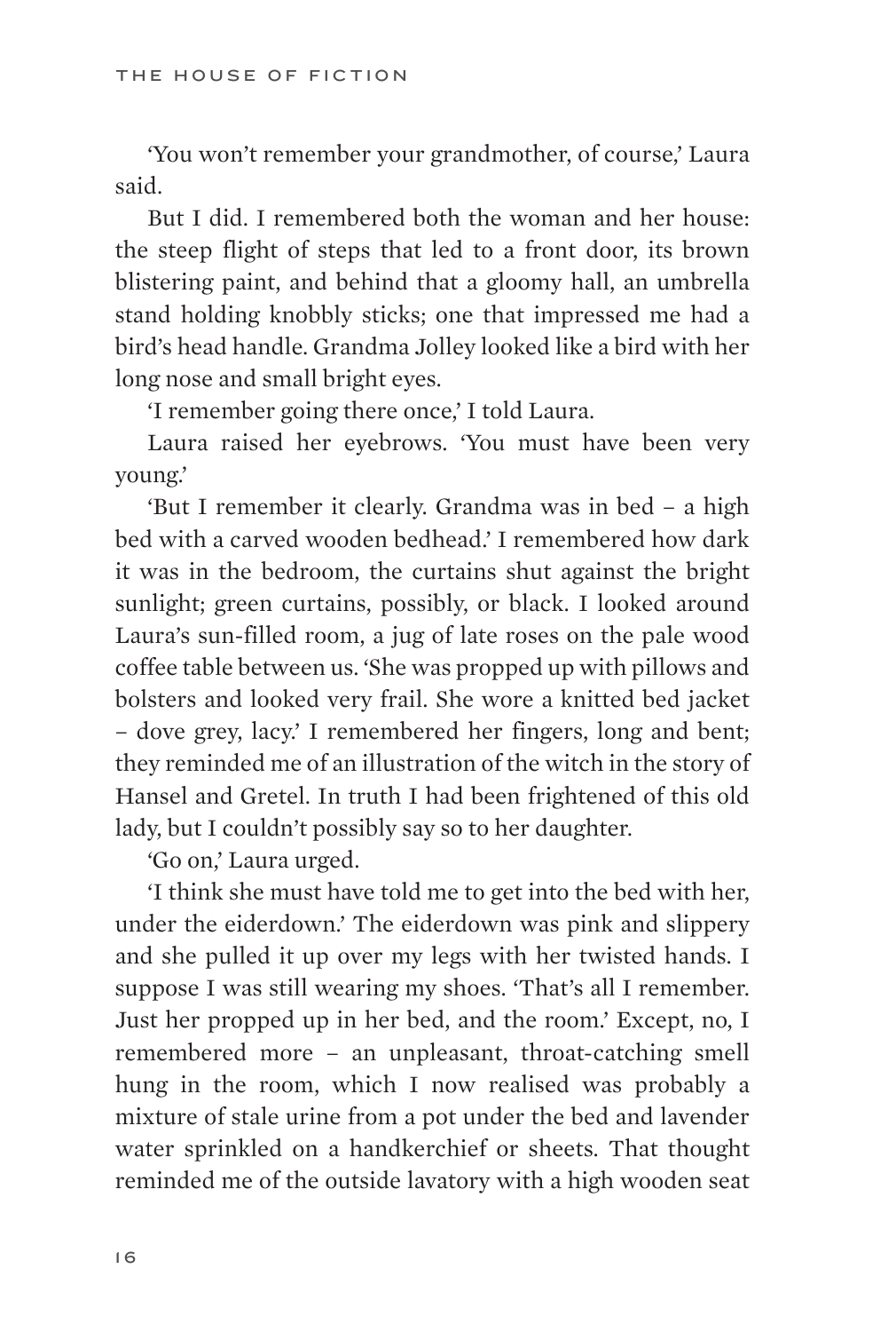'You won't remember your grandmother, of course,' Laura said.

But I did. I remembered both the woman and her house: the steep flight of steps that led to a front door, its brown blistering paint, and behind that a gloomy hall, an umbrella stand holding knobbly sticks; one that impressed me had a bird's head handle. Grandma Jolley looked like a bird with her long nose and small bright eyes.

'I remember going there once,' I told Laura.

Laura raised her eyebrows. 'You must have been very young.'

'But I remember it clearly. Grandma was in bed – a high bed with a carved wooden bedhead.' I remembered how dark it was in the bedroom, the curtains shut against the bright sunlight; green curtains, possibly, or black. I looked around Laura's sun-filled room, a jug of late roses on the pale wood coffee table between us. 'She was propped up with pillows and bolsters and looked very frail. She wore a knitted bed jacket – dove grey, lacy.' I remembered her fingers, long and bent; they reminded me of an illustration of the witch in the story of Hansel and Gretel. In truth I had been frightened of this old lady, but I couldn't possibly say so to her daughter.

'Go on,' Laura urged.

'I think she must have told me to get into the bed with her, under the eiderdown.' The eiderdown was pink and slippery and she pulled it up over my legs with her twisted hands. I suppose I was still wearing my shoes. 'That's all I remember. Just her propped up in her bed, and the room.' Except, no, I remembered more – an unpleasant, throat-catching smell hung in the room, which I now realised was probably a mixture of stale urine from a pot under the bed and lavender water sprinkled on a handkerchief or sheets. That thought reminded me of the outside lavatory with a high wooden seat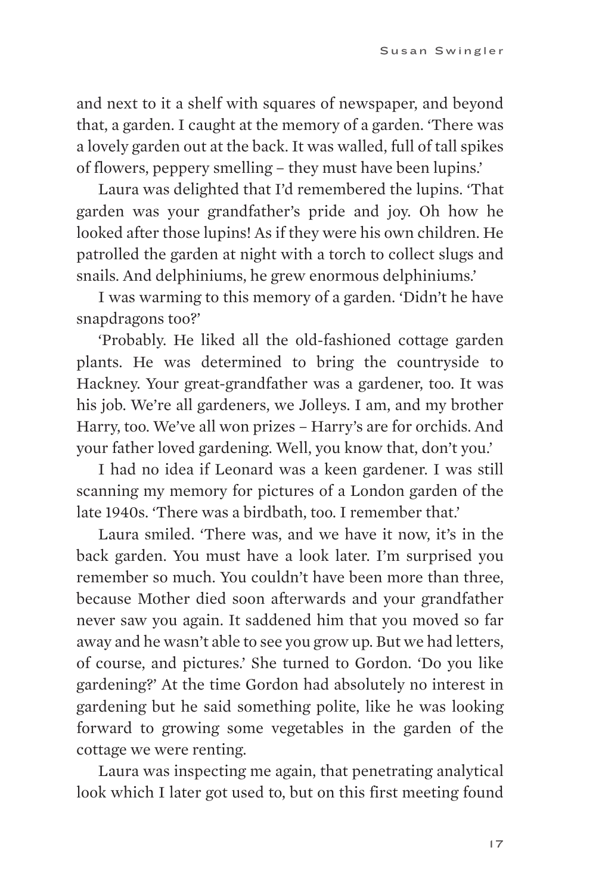and next to it a shelf with squares of newspaper, and beyond that, a garden. I caught at the memory of a garden. 'There was a lovely garden out at the back. It was walled, full of tall spikes of flowers, peppery smelling – they must have been lupins.'

Laura was delighted that I'd remembered the lupins. 'That garden was your grandfather's pride and joy. Oh how he looked after those lupins! As if they were his own children. He patrolled the garden at night with a torch to collect slugs and snails. And delphiniums, he grew enormous delphiniums.'

I was warming to this memory of a garden. 'Didn't he have snapdragons too?'

'Probably. He liked all the old-fashioned cottage garden plants. He was determined to bring the countryside to Hackney. Your great-grandfather was a gardener, too. It was his job. We're all gardeners, we Jolleys. I am, and my brother Harry, too. We've all won prizes – Harry's are for orchids. And your father loved gardening. Well, you know that, don't you.'

I had no idea if Leonard was a keen gardener. I was still scanning my memory for pictures of a London garden of the late 1940s. 'There was a birdbath, too. I remember that.'

Laura smiled. 'There was, and we have it now, it's in the back garden. You must have a look later. I'm surprised you remember so much. You couldn't have been more than three, because Mother died soon afterwards and your grandfather never saw you again. It saddened him that you moved so far away and he wasn't able to see you grow up. But we had letters, of course, and pictures.' She turned to Gordon. 'Do you like gardening?' At the time Gordon had absolutely no interest in gardening but he said something polite, like he was looking forward to growing some vegetables in the garden of the cottage we were renting.

Laura was inspecting me again, that penetrating analytical look which I later got used to, but on this first meeting found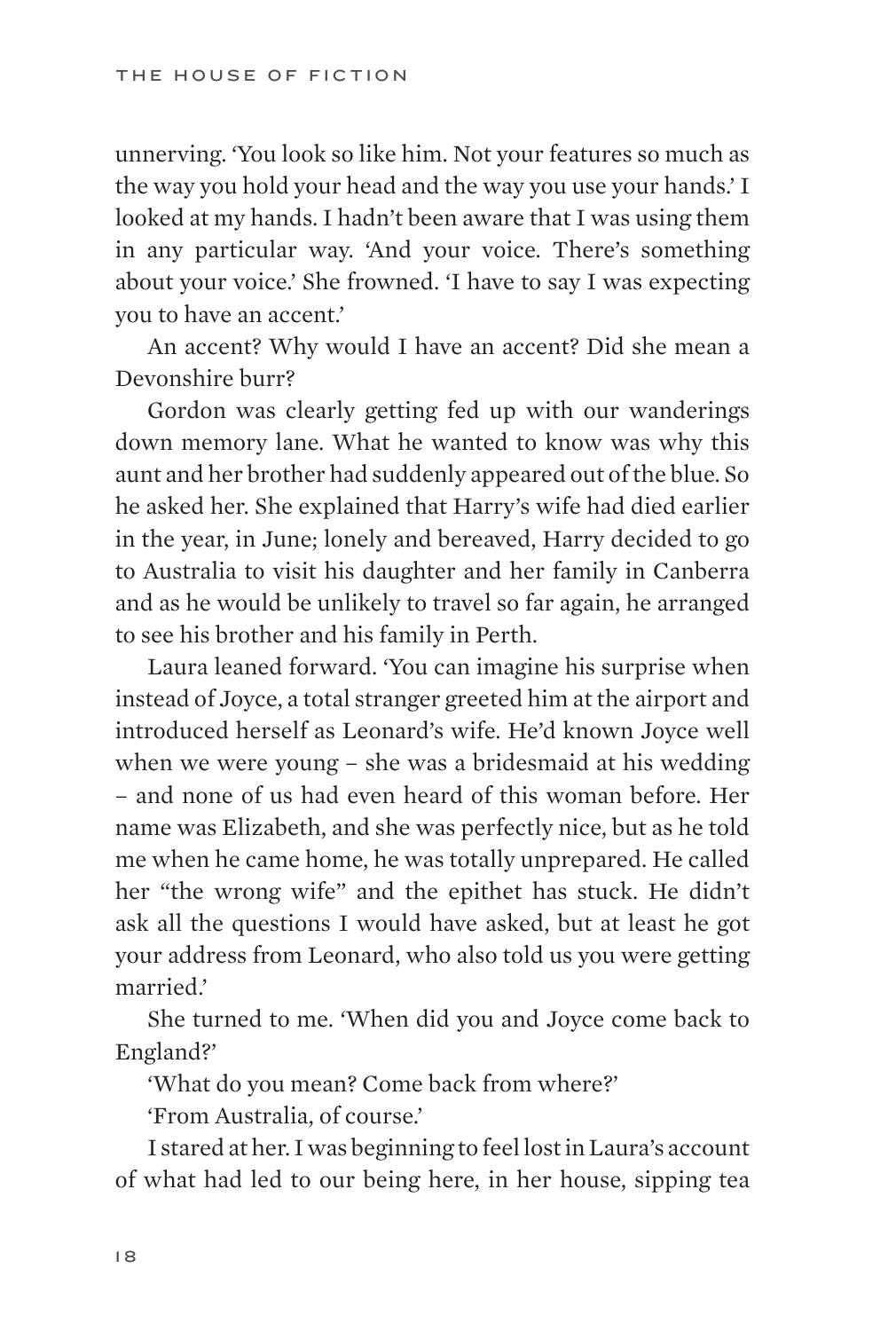unnerving. 'You look so like him. Not your features so much as the way you hold your head and the way you use your hands.' I looked at my hands. I hadn't been aware that I was using them in any particular way. 'And your voice. There's something about your voice.' She frowned. 'I have to say I was expecting you to have an accent.'

An accent? Why would I have an accent? Did she mean a Devonshire burr?

Gordon was clearly getting fed up with our wanderings down memory lane. What he wanted to know was why this aunt and her brother had suddenly appeared out of the blue. So he asked her. She explained that Harry's wife had died earlier in the year, in June; lonely and bereaved, Harry decided to go to Australia to visit his daughter and her family in Canberra and as he would be unlikely to travel so far again, he arranged to see his brother and his family in Perth.

Laura leaned forward. 'You can imagine his surprise when instead of Joyce, a total stranger greeted him at the airport and introduced herself as Leonard's wife. He'd known Joyce well when we were young – she was a bridesmaid at his wedding – and none of us had even heard of this woman before. Her name was Elizabeth, and she was perfectly nice, but as he told me when he came home, he was totally unprepared. He called her "the wrong wife" and the epithet has stuck. He didn't ask all the questions I would have asked, but at least he got your address from Leonard, who also told us you were getting married.'

She turned to me. 'When did you and Joyce come back to England?'

'What do you mean? Come back from where?'

'From Australia, of course.'

I stared at her. I was beginning to feel lost in Laura's account of what had led to our being here, in her house, sipping tea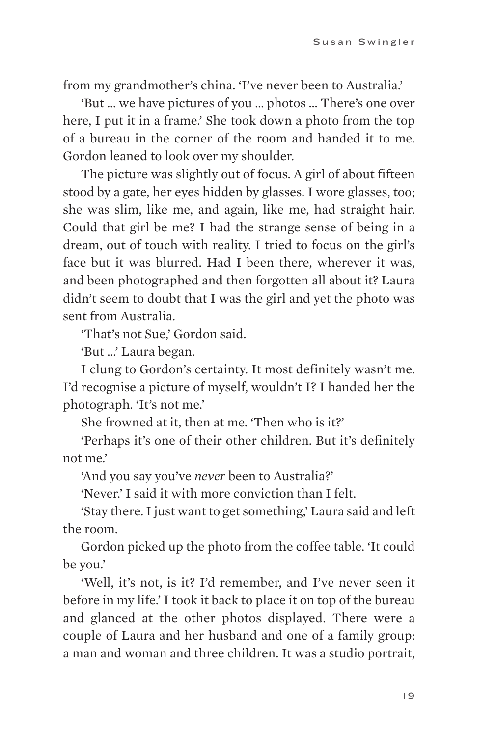from my grandmother's china. 'I've never been to Australia.'

'But ... we have pictures of you ... photos ... There's one over here, I put it in a frame.' She took down a photo from the top of a bureau in the corner of the room and handed it to me. Gordon leaned to look over my shoulder.

The picture was slightly out of focus. A girl of about fifteen stood by a gate, her eyes hidden by glasses. I wore glasses, too; she was slim, like me, and again, like me, had straight hair. Could that girl be me? I had the strange sense of being in a dream, out of touch with reality. I tried to focus on the girl's face but it was blurred. Had I been there, wherever it was, and been photographed and then forgotten all about it? Laura didn't seem to doubt that I was the girl and yet the photo was sent from Australia.

'That's not Sue,' Gordon said.

'But ...' Laura began.

I clung to Gordon's certainty. It most definitely wasn't me. I'd recognise a picture of myself, wouldn't I? I handed her the photograph. 'It's not me.'

She frowned at it, then at me. 'Then who is it?'

'Perhaps it's one of their other children. But it's definitely not me.'

'And you say you've *never* been to Australia?'

'Never.' I said it with more conviction than I felt.

'Stay there. I just want to get something,' Laura said and left the room.

Gordon picked up the photo from the coffee table. 'It could be you.'

'Well, it's not, is it? I'd remember, and I've never seen it before in my life.' I took it back to place it on top of the bureau and glanced at the other photos displayed. There were a couple of Laura and her husband and one of a family group: a man and woman and three children. It was a studio portrait,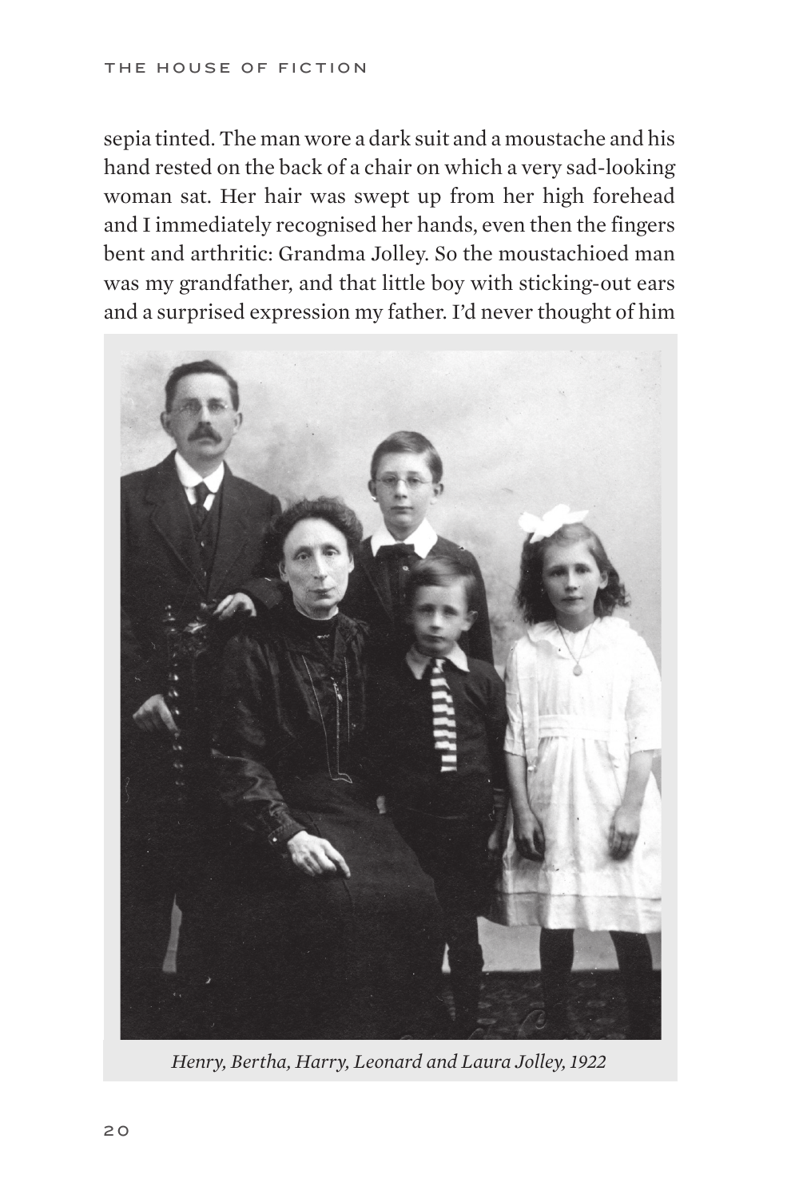sepia tinted. The man wore a dark suit and a moustache and his hand rested on the back of a chair on which a very sad-looking woman sat. Her hair was swept up from her high forehead and I immediately recognised her hands, even then the fingers bent and arthritic: Grandma Jolley. So the moustachioed man was my grandfather, and that little boy with sticking-out ears and a surprised expression my father. I'd never thought of him

*Henry, Bertha, Harry, Leonard and Laura Jolley, 1922*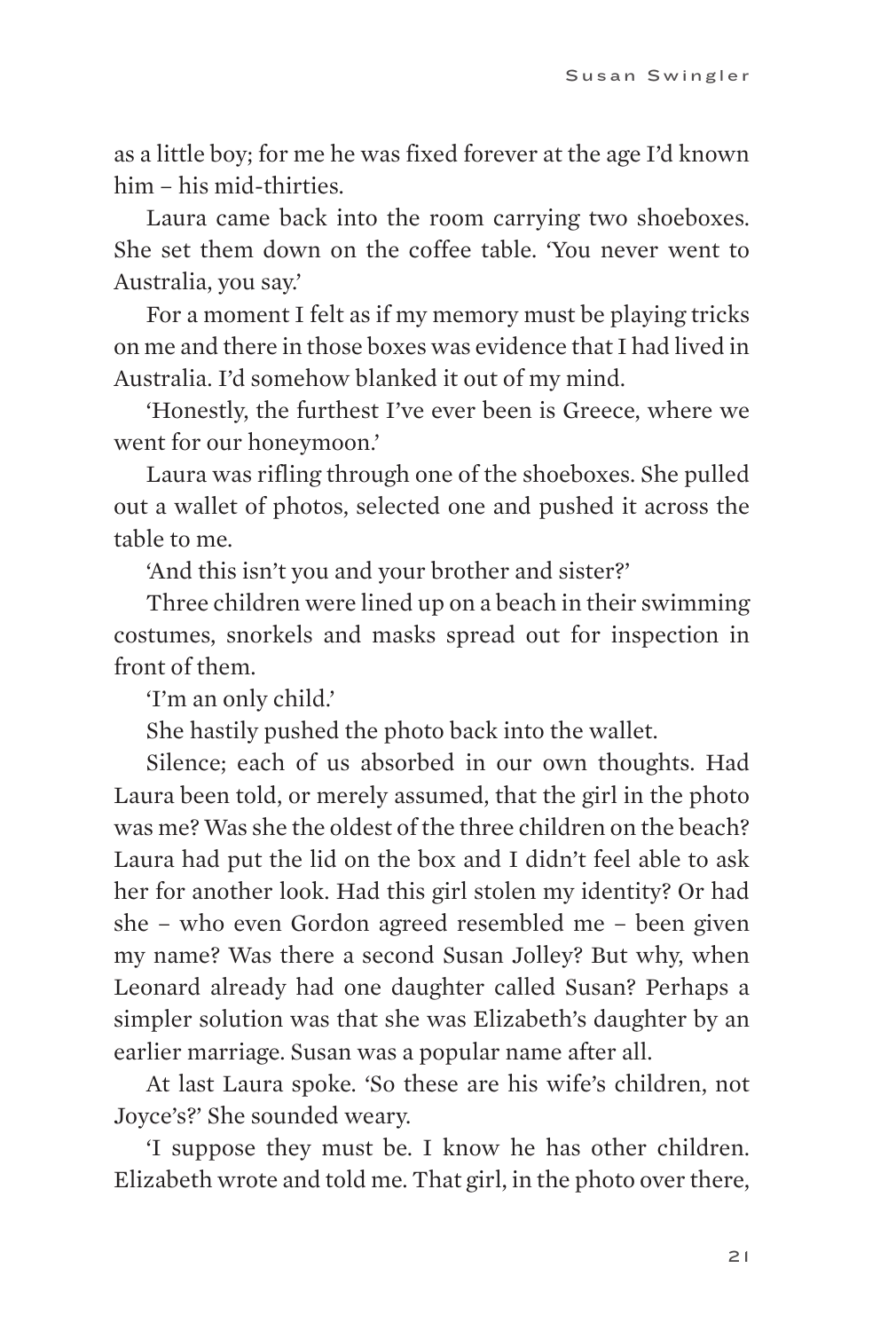as a little boy; for me he was fixed forever at the age I'd known him – his mid-thirties.

Laura came back into the room carrying two shoeboxes. She set them down on the coffee table. 'You never went to Australia, you say.'

For a moment I felt as if my memory must be playing tricks on me and there in those boxes was evidence that I had lived in Australia. I'd somehow blanked it out of my mind.

'Honestly, the furthest I've ever been is Greece, where we went for our honeymoon.'

Laura was rifling through one of the shoeboxes. She pulled out a wallet of photos, selected one and pushed it across the table to me.

'And this isn't you and your brother and sister?'

Three children were lined up on a beach in their swimming costumes, snorkels and masks spread out for inspection in front of them.

'I'm an only child.'

She hastily pushed the photo back into the wallet.

Silence; each of us absorbed in our own thoughts. Had Laura been told, or merely assumed, that the girl in the photo was me? Was she the oldest of the three children on the beach? Laura had put the lid on the box and I didn't feel able to ask her for another look. Had this girl stolen my identity? Or had she – who even Gordon agreed resembled me – been given my name? Was there a second Susan Jolley? But why, when Leonard already had one daughter called Susan? Perhaps a simpler solution was that she was Elizabeth's daughter by an earlier marriage. Susan was a popular name after all.

At last Laura spoke. 'So these are his wife's children, not Joyce's?' She sounded weary.

'I suppose they must be. I know he has other children. Elizabeth wrote and told me. That girl, in the photo over there,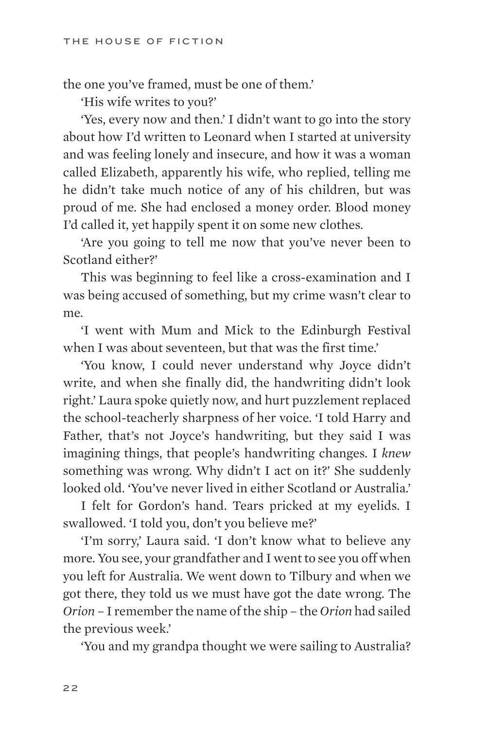the one you've framed, must be one of them.'

'His wife writes to you?'

'Yes, every now and then.' I didn't want to go into the story about how I'd written to Leonard when I started at university and was feeling lonely and insecure, and how it was a woman called Elizabeth, apparently his wife, who replied, telling me he didn't take much notice of any of his children, but was proud of me. She had enclosed a money order. Blood money I'd called it, yet happily spent it on some new clothes.

'Are you going to tell me now that you've never been to Scotland either?'

This was beginning to feel like a cross-examination and I was being accused of something, but my crime wasn't clear to me.

'I went with Mum and Mick to the Edinburgh Festival when I was about seventeen, but that was the first time.'

'You know, I could never understand why Joyce didn't write, and when she finally did, the handwriting didn't look right.' Laura spoke quietly now, and hurt puzzlement replaced the school-teacherly sharpness of her voice. 'I told Harry and Father, that's not Joyce's handwriting, but they said I was imagining things, that people's handwriting changes. I *knew* something was wrong. Why didn't I act on it?' She suddenly looked old. 'You've never lived in either Scotland or Australia.'

I felt for Gordon's hand. Tears pricked at my eyelids. I swallowed. 'I told you, don't you believe me?'

'I'm sorry,' Laura said. 'I don't know what to believe any more. You see, your grandfather and I went to see you off when you left for Australia. We went down to Tilbury and when we got there, they told us we must have got the date wrong. The *Orion* – I remember the name of the ship – the *Orion* had sailed the previous week.'

'You and my grandpa thought we were sailing to Australia?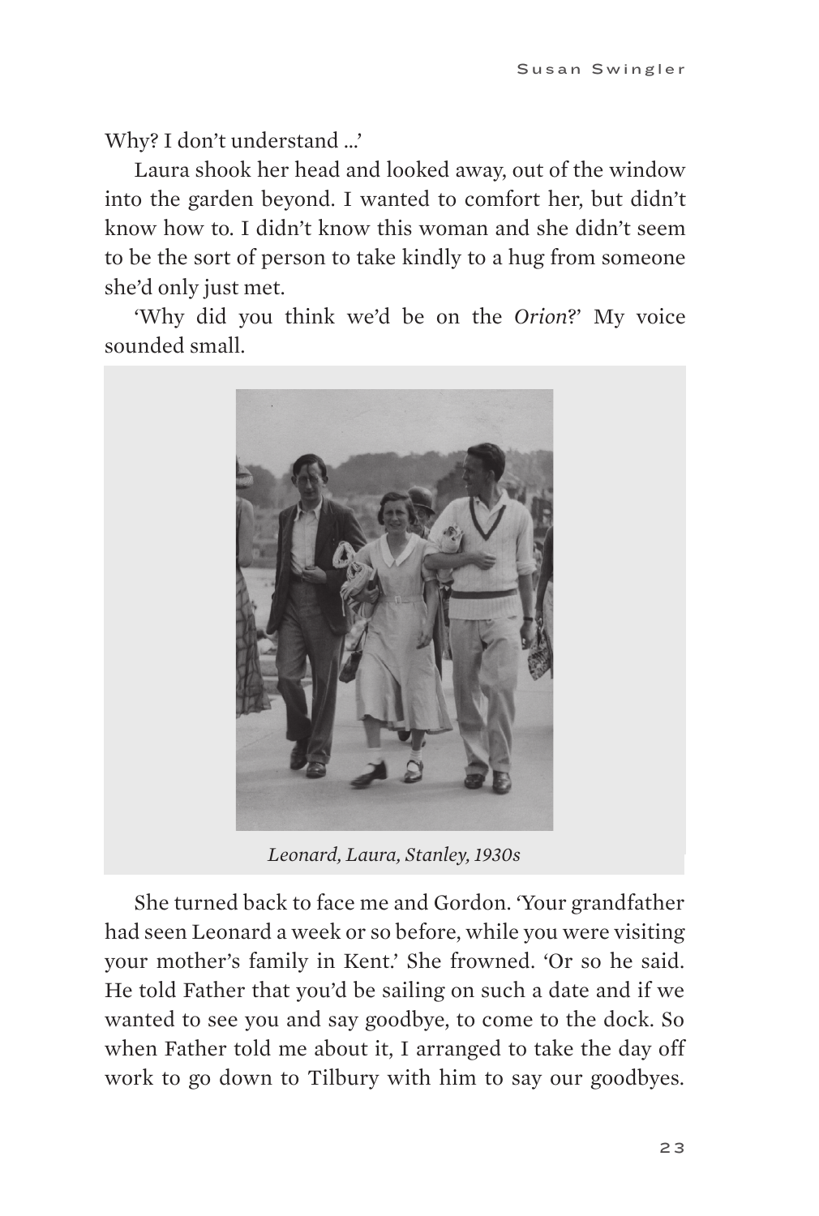Why? I don't understand ...'

Laura shook her head and looked away, out of the window into the garden beyond. I wanted to comfort her, but didn't know how to. I didn't know this woman and she didn't seem to be the sort of person to take kindly to a hug from someone she'd only just met.

'Why did you think we'd be on the *Orion*?' My voice sounded small.

*Leonard, Laura, Stanley, 1930s*

She turned back to face me and Gordon. 'Your grandfather had seen Leonard a week or so before, while you were visiting your mother's family in Kent.' She frowned. 'Or so he said. He told Father that you'd be sailing on such a date and if we wanted to see you and say goodbye, to come to the dock. So when Father told me about it, I arranged to take the day off work to go down to Tilbury with him to say our goodbyes.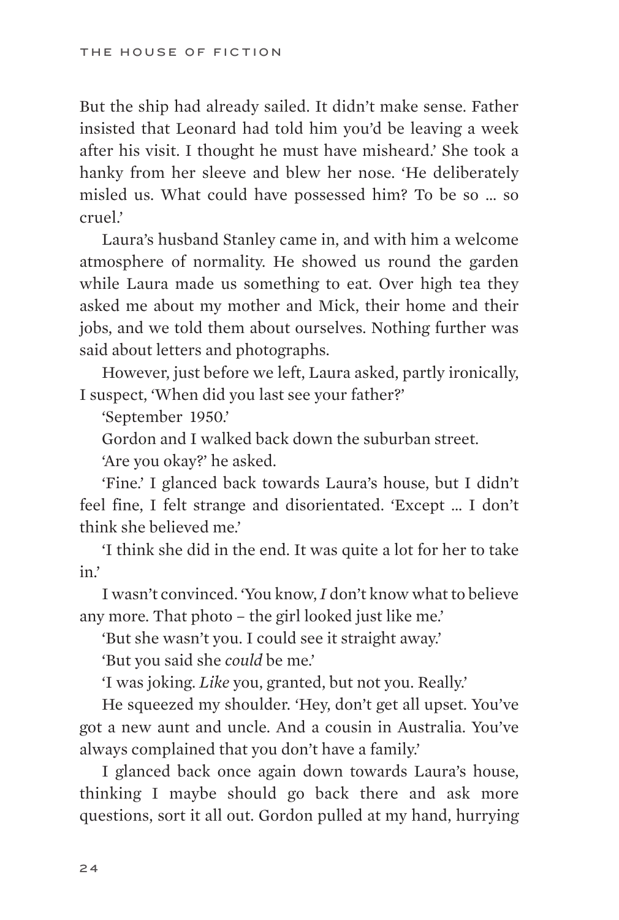But the ship had already sailed. It didn't make sense. Father insisted that Leonard had told him you'd be leaving a week after his visit. I thought he must have misheard.' She took a hanky from her sleeve and blew her nose. 'He deliberately misled us. What could have possessed him? To be so … so cruel.'

Laura's husband Stanley came in, and with him a welcome atmosphere of normality. He showed us round the garden while Laura made us something to eat. Over high tea they asked me about my mother and Mick, their home and their jobs, and we told them about ourselves. Nothing further was said about letters and photographs.

However, just before we left, Laura asked, partly ironically, I suspect, 'When did you last see your father?'

'September 1950.'

Gordon and I walked back down the suburban street.

'Are you okay?' he asked.

'Fine.' I glanced back towards Laura's house, but I didn't feel fine, I felt strange and disorientated. 'Except … I don't think she believed me.'

'I think she did in the end. It was quite a lot for her to take in.'

I wasn't convinced. 'You know, *I* don't know what to believe any more. That photo – the girl looked just like me.'

'But she wasn't you. I could see it straight away.'

'But you said she *could* be me.'

'I was joking. *Like* you, granted, but not you. Really.'

He squeezed my shoulder. 'Hey, don't get all upset. You've got a new aunt and uncle. And a cousin in Australia. You've always complained that you don't have a family.'

I glanced back once again down towards Laura's house, thinking I maybe should go back there and ask more questions, sort it all out. Gordon pulled at my hand, hurrying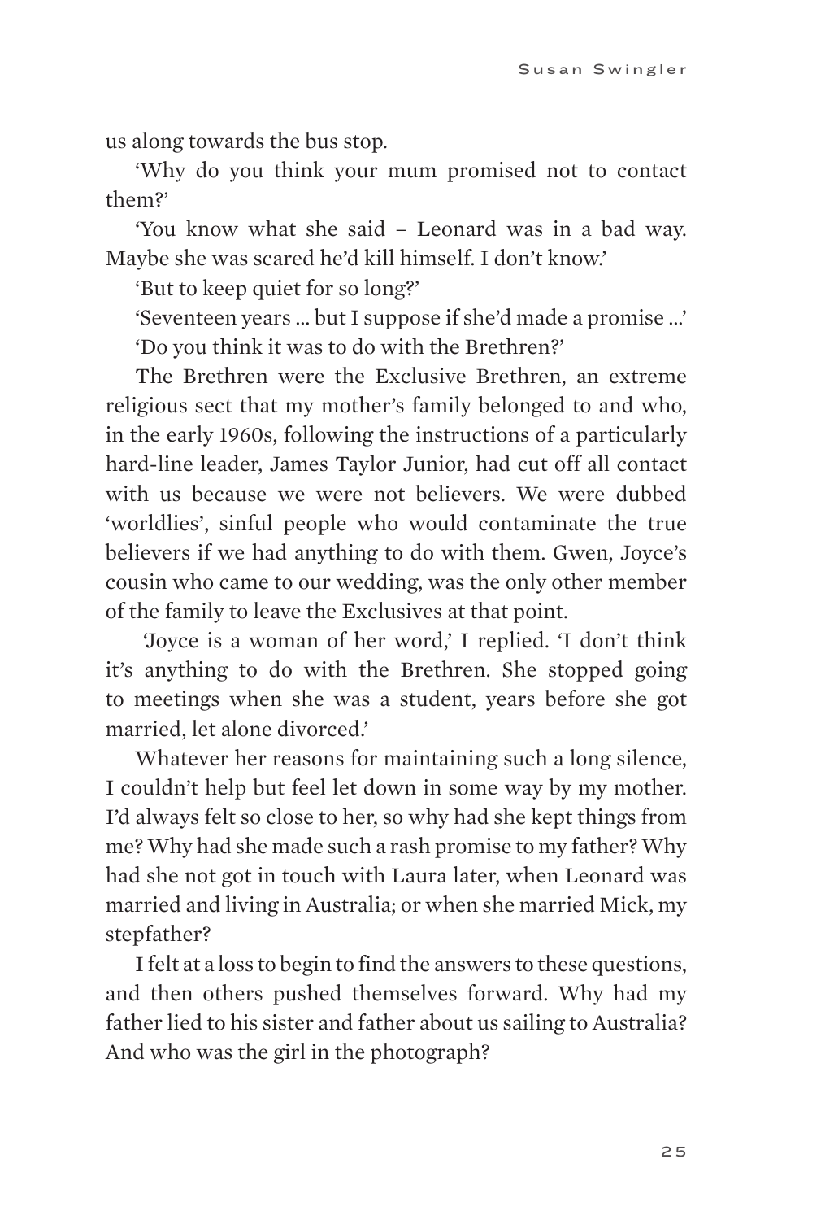us along towards the bus stop.

'Why do you think your mum promised not to contact them?'

'You know what she said – Leonard was in a bad way. Maybe she was scared he'd kill himself. I don't know.'

'But to keep quiet for so long?'

'Seventeen years ... but I suppose if she'd made a promise ...'

'Do you think it was to do with the Brethren?'

The Brethren were the Exclusive Brethren, an extreme religious sect that my mother's family belonged to and who, in the early 1960s, following the instructions of a particularly hard-line leader, James Taylor Junior, had cut off all contact with us because we were not believers. We were dubbed 'worldlies', sinful people who would contaminate the true believers if we had anything to do with them. Gwen, Joyce's cousin who came to our wedding, was the only other member of the family to leave the Exclusives at that point.

'Joyce is a woman of her word,' I replied. 'I don't think it's anything to do with the Brethren. She stopped going to meetings when she was a student, years before she got married, let alone divorced.'

Whatever her reasons for maintaining such a long silence, I couldn't help but feel let down in some way by my mother. I'd always felt so close to her, so why had she kept things from me? Why had she made such a rash promise to my father? Why had she not got in touch with Laura later, when Leonard was married and living in Australia; or when she married Mick, my stepfather?

I felt at a loss to begin to find the answers to these questions, and then others pushed themselves forward. Why had my father lied to his sister and father about us sailing to Australia? And who was the girl in the photograph?